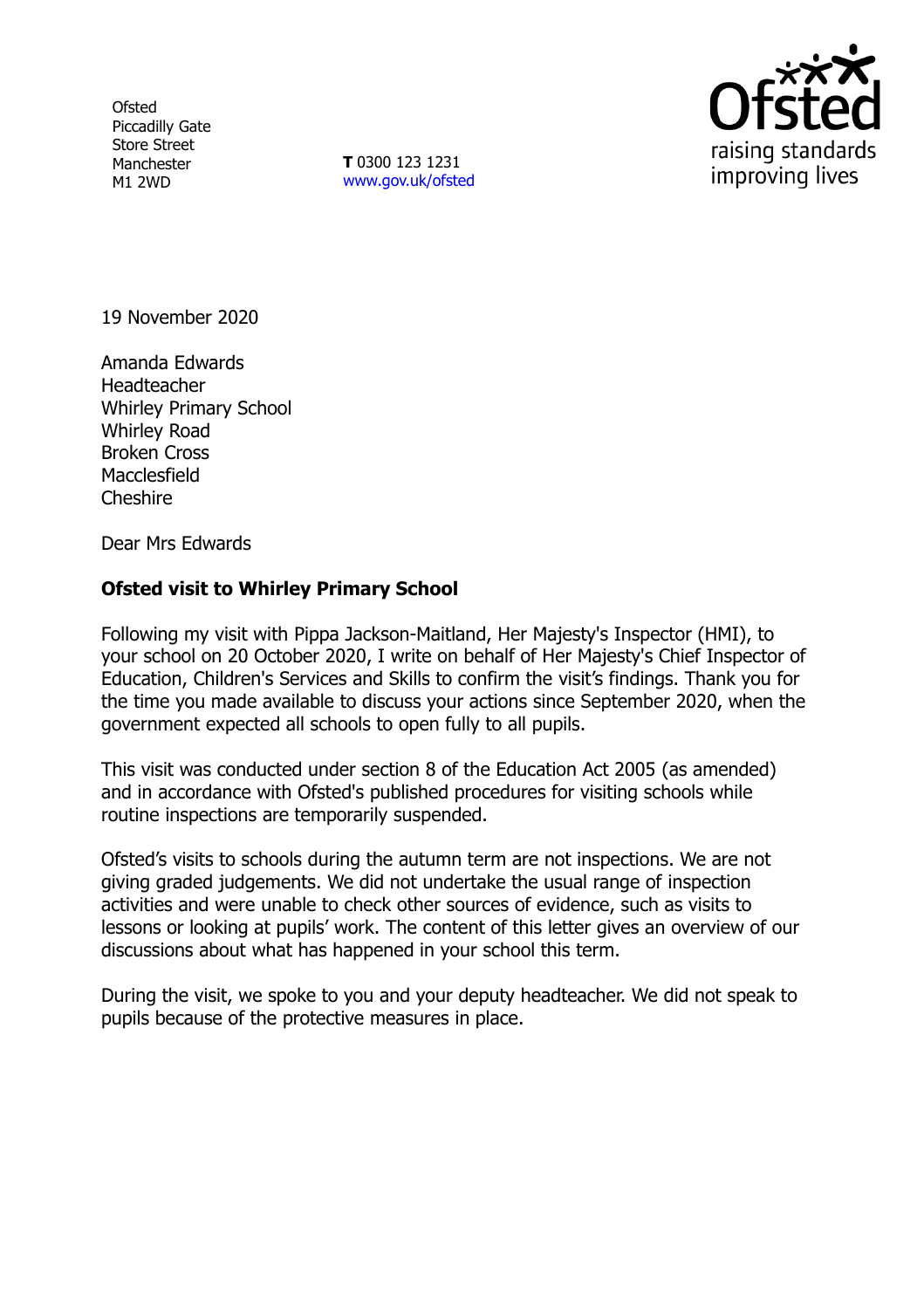Ofsted
Piccadilly Gate
Store Street
Manchester
M1 2WD

**T** 0300 123 1231
www.gov.uk/ofsted

19 November 2020

Amanda Edwards
Headteacher
Whirley Primary School
Whirley Road
Broken Cross
Macclesfield
Cheshire

Dear Mrs Edwards

**Ofsted visit to Whirley Primary School**

Following my visit with Pippa Jackson-Maitland, Her Majesty's Inspector (HMI), to your school on 20 October 2020, I write on behalf of Her Majesty's Chief Inspector of Education, Children's Services and Skills to confirm the visit's findings. Thank you for the time you made available to discuss your actions since September 2020, when the government expected all schools to open fully to all pupils.

This visit was conducted under section 8 of the Education Act 2005 (as amended) and in accordance with Ofsted's published procedures for visiting schools while routine inspections are temporarily suspended.

Ofsted's visits to schools during the autumn term are not inspections. We are not giving graded judgements. We did not undertake the usual range of inspection activities and were unable to check other sources of evidence, such as visits to lessons or looking at pupils' work. The content of this letter gives an overview of our discussions about what has happened in your school this term.

During the visit, we spoke to you and your deputy headteacher. We did not speak to pupils because of the protective measures in place.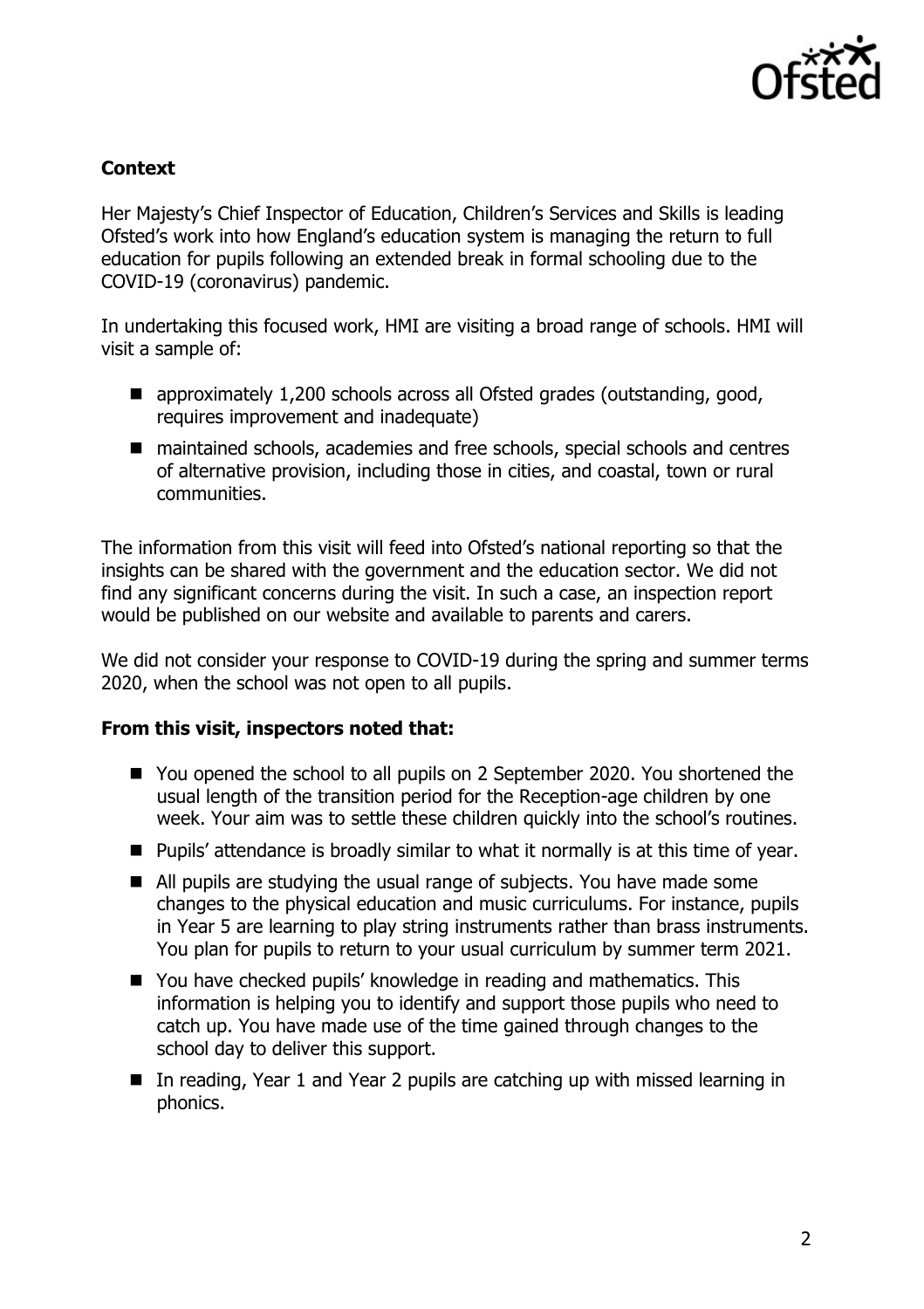**Context**

Her Majesty's Chief Inspector of Education, Children's Services and Skills is leading Ofsted's work into how England's education system is managing the return to full education for pupils following an extended break in formal schooling due to the COVID-19 (coronavirus) pandemic.

In undertaking this focused work, HMI are visiting a broad range of schools. HMI will visit a sample of:

- approximately 1,200 schools across all Ofsted grades (outstanding, good, requires improvement and inadequate)
- maintained schools, academies and free schools, special schools and centres of alternative provision, including those in cities, and coastal, town or rural communities.

The information from this visit will feed into Ofsted's national reporting so that the insights can be shared with the government and the education sector. We did not find any significant concerns during the visit. In such a case, an inspection report would be published on our website and available to parents and carers.

We did not consider your response to COVID-19 during the spring and summer terms 2020, when the school was not open to all pupils.

**From this visit, inspectors noted that:**

- You opened the school to all pupils on 2 September 2020. You shortened the usual length of the transition period for the Reception-age children by one week. Your aim was to settle these children quickly into the school's routines.
- Pupils' attendance is broadly similar to what it normally is at this time of year.
- All pupils are studying the usual range of subjects. You have made some changes to the physical education and music curriculums. For instance, pupils in Year 5 are learning to play string instruments rather than brass instruments. You plan for pupils to return to your usual curriculum by summer term 2021.
- You have checked pupils' knowledge in reading and mathematics. This information is helping you to identify and support those pupils who need to catch up. You have made use of the time gained through changes to the school day to deliver this support.
- In reading, Year 1 and Year 2 pupils are catching up with missed learning in phonics.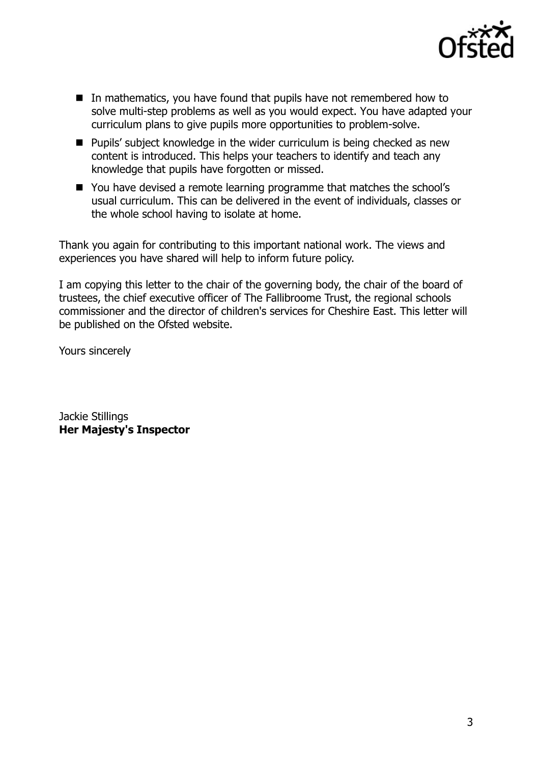- In mathematics, you have found that pupils have not remembered how to solve multi-step problems as well as you would expect. You have adapted your curriculum plans to give pupils more opportunities to problem-solve.
- Pupils' subject knowledge in the wider curriculum is being checked as new content is introduced. This helps your teachers to identify and teach any knowledge that pupils have forgotten or missed.
- You have devised a remote learning programme that matches the school's usual curriculum. This can be delivered in the event of individuals, classes or the whole school having to isolate at home.

Thank you again for contributing to this important national work. The views and experiences you have shared will help to inform future policy.

I am copying this letter to the chair of the governing body, the chair of the board of trustees, the chief executive officer of The Fallibroome Trust, the regional schools commissioner and the director of children's services for Cheshire East. This letter will be published on the Ofsted website.

Yours sincerely

Jackie Stillings
**Her Majesty's Inspector**